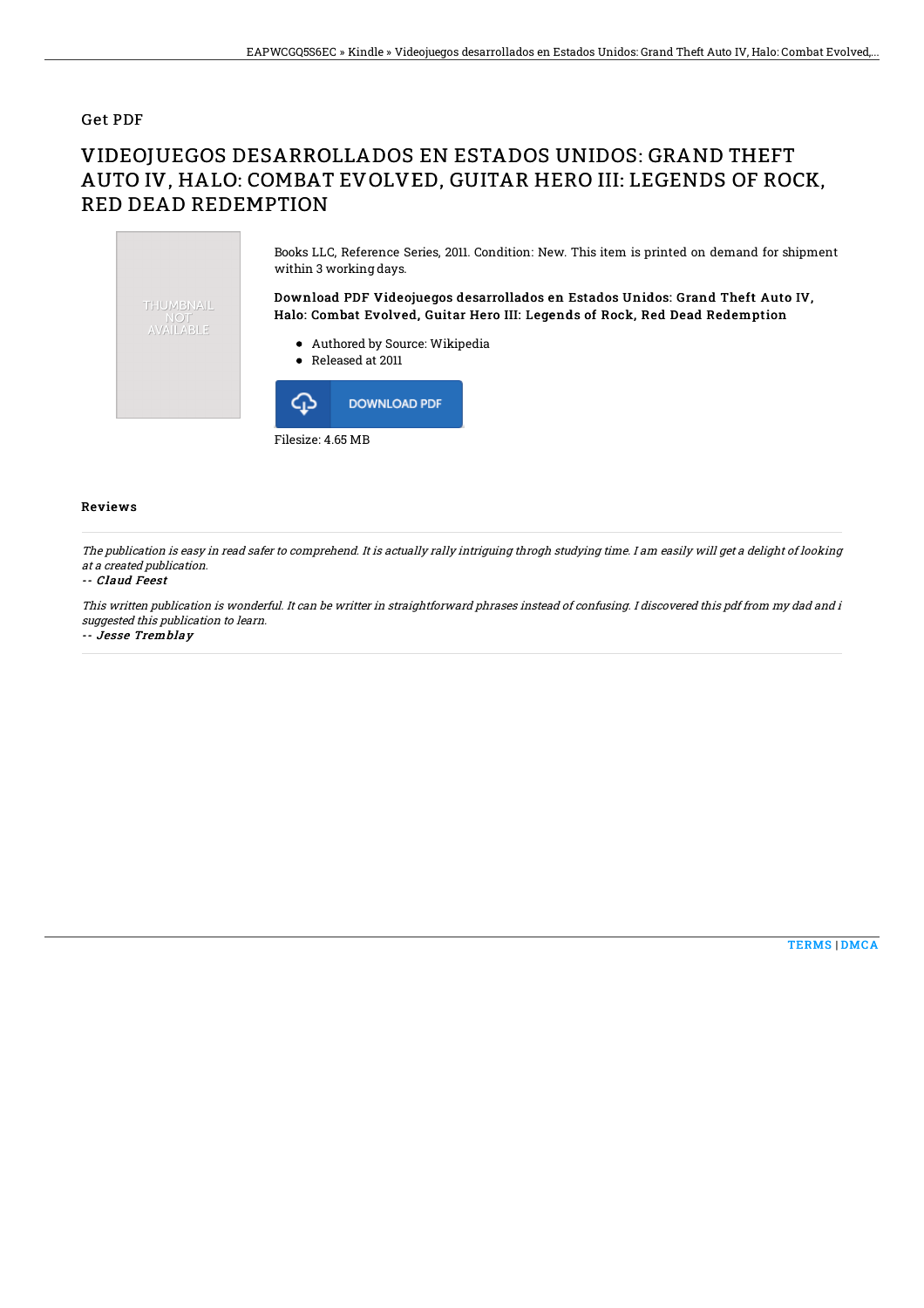Get PDF

# VIDEOJUEGOS DESARROLLADOS EN ESTADOS UNIDOS: GRAND THEFT AUTO IV, HALO: COMBAT EVOLVED, GUITAR HERO III: LEGENDS OF ROCK, RED DEAD REDEMPTION

THUMBNAIL NOT AVAILABLE

Books LLC, Reference Series, 2011. Condition: New. This item is printed on demand for shipment within 3 working days.

**Download PDF Videojuegos desarrollados en Estados Unidos: Grand Theft Auto IV, Halo: Combat Evolved, Guitar Hero III: Legends of Rock, Red Dead Redemption**

- Authored by Source: Wikipedia
- Released at 2011

DOWNLOAD PDF

Filesize: 4.65 MB

## Reviews

*The publication is easy in read safer to comprehend. It is actually rally intriguing throgh studying time. I am easily will get a delight of looking at a created publication.*

-- *Claud Feest*

*This written publication is wonderful. It can be writter in straightforward phrases instead of confusing. I discovered this pdf from my dad and i suggested this publication to learn.*

-- *Jesse Tremblay*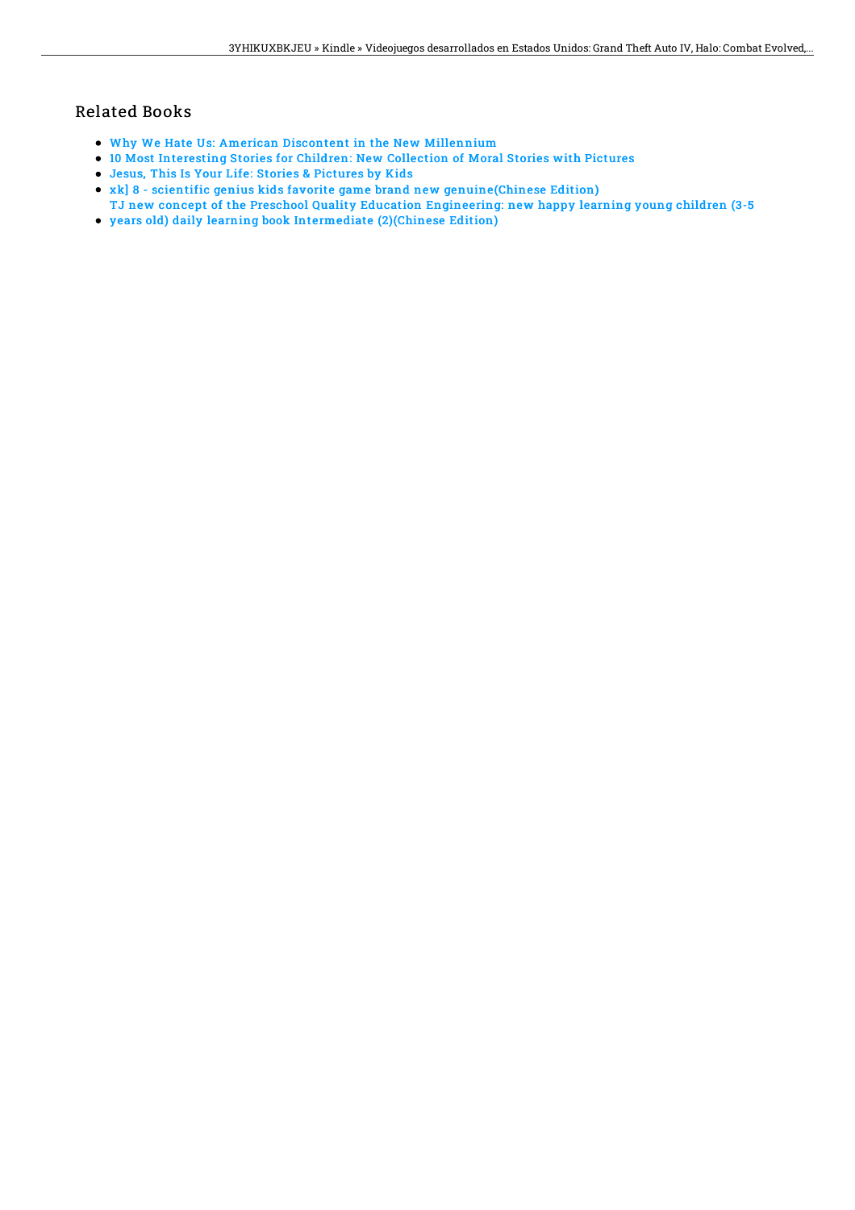## Related Books

- Why We Hate Us: American Discontent in the New Millennium
- 10 Most Interesting Stories for Children: New Collection of Moral Stories with Pictures
- Jesus, This Is Your Life: Stories & Pictures by Kids
- xk] 8 - scientific genius kids favorite game brand new genuine(Chinese Edition)
- TJ new concept of the Preschool Quality Education Engineering: new happy learning young children (3-5 years old) daily learning book Intermediate (2)(Chinese Edition)